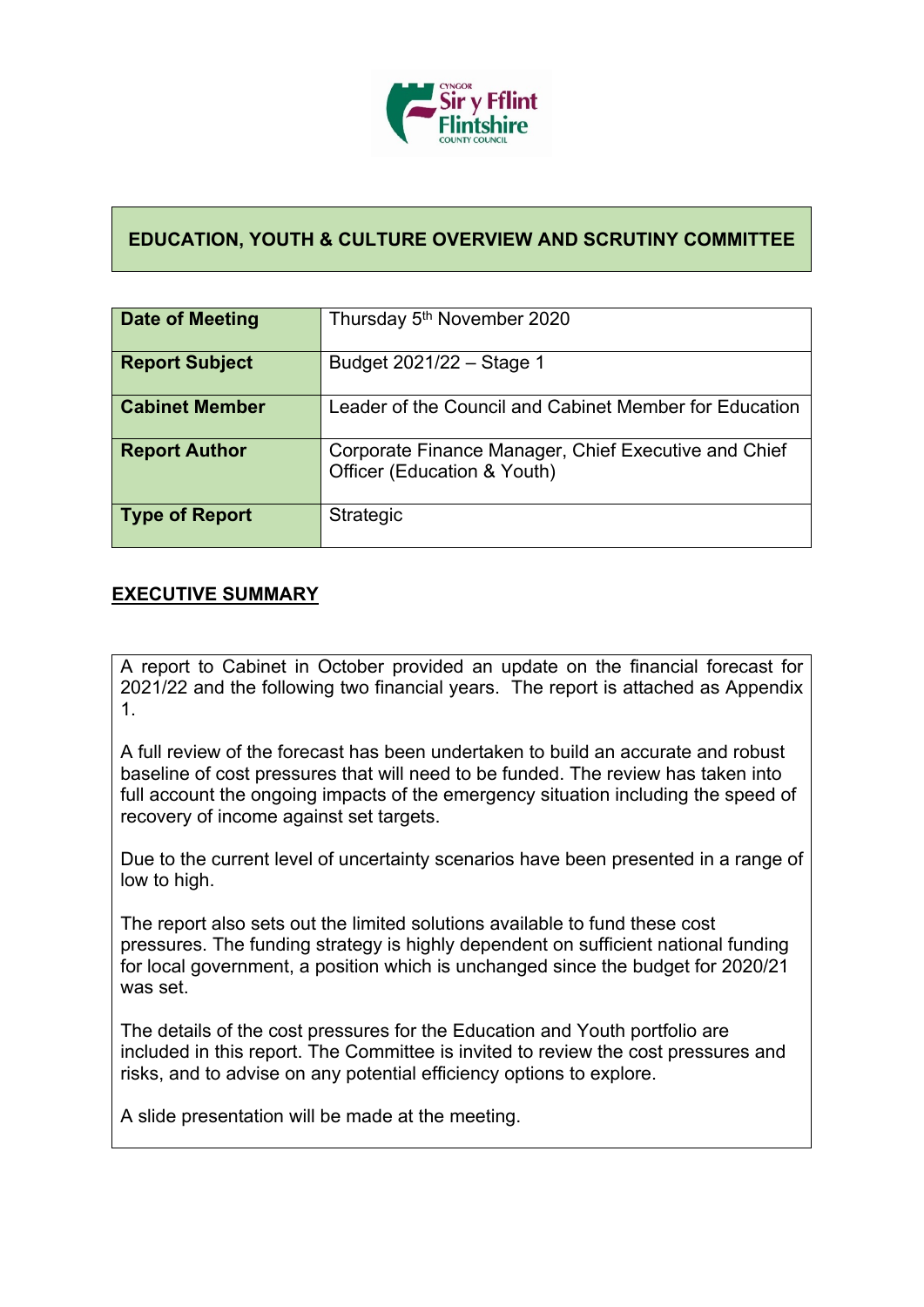# EDUCATION, YOUTH & CULTURE OVERVIEW AND SCRUTINY COMMITTEE

| | |
|---|---|
| **Date of Meeting** | Thursday 5th November 2020 |
| **Report Subject** | Budget 2021/22 – Stage 1 |
| **Cabinet Member** | Leader of the Council and Cabinet Member for Education |
| **Report Author** | Corporate Finance Manager, Chief Executive and Chief Officer (Education & Youth) |
| **Type of Report** | Strategic |

## EXECUTIVE SUMMARY

A report to Cabinet in October provided an update on the financial forecast for 2021/22 and the following two financial years. The report is attached as Appendix 1.

A full review of the forecast has been undertaken to build an accurate and robust baseline of cost pressures that will need to be funded. The review has taken into full account the ongoing impacts of the emergency situation including the speed of recovery of income against set targets.

Due to the current level of uncertainty scenarios have been presented in a range of low to high.

The report also sets out the limited solutions available to fund these cost pressures. The funding strategy is highly dependent on sufficient national funding for local government, a position which is unchanged since the budget for 2020/21 was set.

The details of the cost pressures for the Education and Youth portfolio are included in this report. The Committee is invited to review the cost pressures and risks, and to advise on any potential efficiency options to explore.

A slide presentation will be made at the meeting.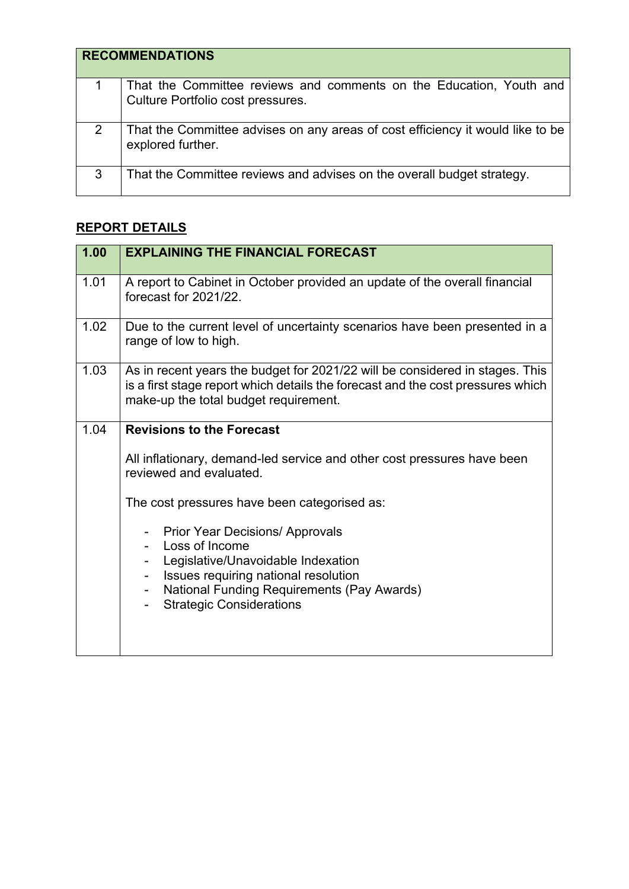| RECOMMENDATIONS | |
|---|---|
| 1 | That the Committee reviews and comments on the Education, Youth and Culture Portfolio cost pressures. |
| 2 | That the Committee advises on any areas of cost efficiency it would like to be explored further. |
| 3 | That the Committee reviews and advises on the overall budget strategy. |

## REPORT DETAILS

| 1.00 | EXPLAINING THE FINANCIAL FORECAST |
|---|---|
| 1.01 | A report to Cabinet in October provided an update of the overall financial forecast for 2021/22. |
| 1.02 | Due to the current level of uncertainty scenarios have been presented in a range of low to high. |
| 1.03 | As in recent years the budget for 2021/22 will be considered in stages. This is a first stage report which details the forecast and the cost pressures which make-up the total budget requirement. |
| 1.04 | **Revisions to the Forecast**<br><br>All inflationary, demand-led service and other cost pressures have been reviewed and evaluated.<br><br>The cost pressures have been categorised as:<br><br>- Prior Year Decisions/ Approvals<br>- Loss of Income<br>- Legislative/Unavoidable Indexation<br>- Issues requiring national resolution<br>- National Funding Requirements (Pay Awards)<br>- Strategic Considerations |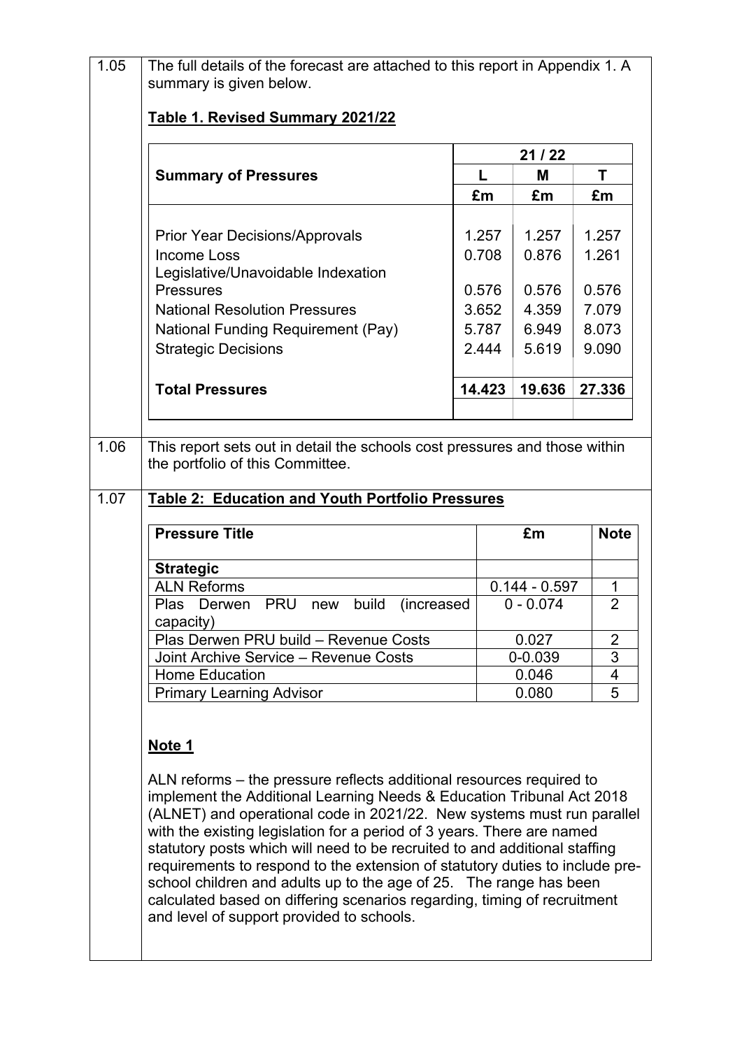1.05 The full details of the forecast are attached to this report in Appendix 1. A summary is given below.

**Table 1. Revised Summary 2021/22**

| **Summary of Pressures** | **21 / 22** | | |
|---|---|---|---|
| | **L** | **M** | **T** |
| | **£m** | **£m** | **£m** |
| Prior Year Decisions/Approvals | 1.257 | 1.257 | 1.257 |
| Income Loss | 0.708 | 0.876 | 1.261 |
| Legislative/Unavoidable Indexation Pressures | 0.576 | 0.576 | 0.576 |
| National Resolution Pressures | 3.652 | 4.359 | 7.079 |
| National Funding Requirement (Pay) | 5.787 | 6.949 | 8.073 |
| Strategic Decisions | 2.444 | 5.619 | 9.090 |
| **Total Pressures** | **14.423** | **19.636** | **27.336** |

1.06 This report sets out in detail the schools cost pressures and those within the portfolio of this Committee.

1.07 **Table 2: Education and Youth Portfolio Pressures**

| **Pressure Title** | **£m** | **Note** |
|---|---|---|
| **Strategic** | | |
| ALN Reforms | 0.144 - 0.597 | 1 |
| Plas Derwen PRU new build (increased capacity) | 0 - 0.074 | 2 |
| Plas Derwen PRU build – Revenue Costs | 0.027 | 2 |
| Joint Archive Service – Revenue Costs | 0-0.039 | 3 |
| Home Education | 0.046 | 4 |
| Primary Learning Advisor | 0.080 | 5 |

**Note 1**

ALN reforms – the pressure reflects additional resources required to implement the Additional Learning Needs & Education Tribunal Act 2018 (ALNET) and operational code in 2021/22. New systems must run parallel with the existing legislation for a period of 3 years. There are named statutory posts which will need to be recruited to and additional staffing requirements to respond to the extension of statutory duties to include pre-school children and adults up to the age of 25. The range has been calculated based on differing scenarios regarding, timing of recruitment and level of support provided to schools.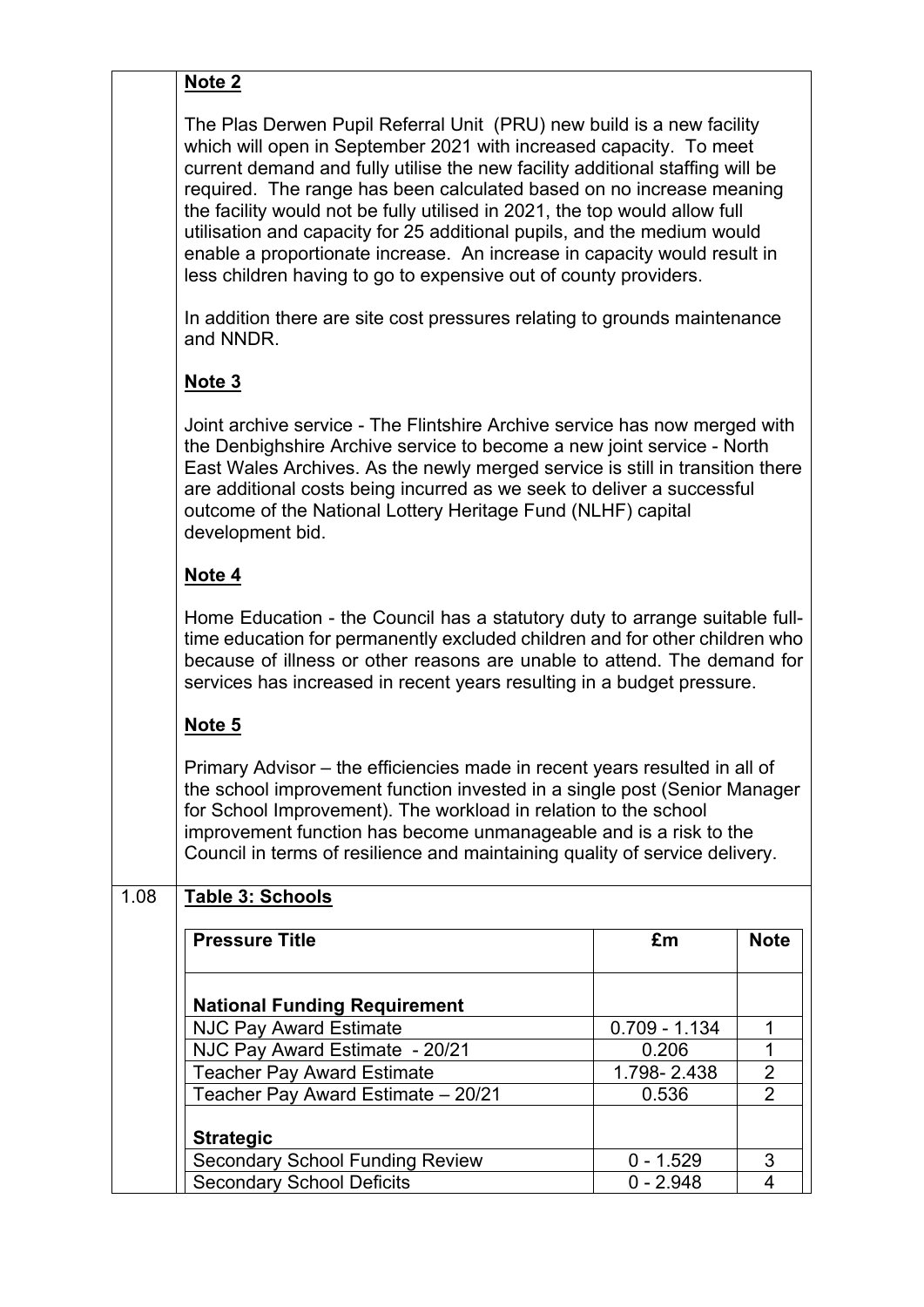**Note 2**

The Plas Derwen Pupil Referral Unit (PRU) new build is a new facility which will open in September 2021 with increased capacity. To meet current demand and fully utilise the new facility additional staffing will be required. The range has been calculated based on no increase meaning the facility would not be fully utilised in 2021, the top would allow full utilisation and capacity for 25 additional pupils, and the medium would enable a proportionate increase. An increase in capacity would result in less children having to go to expensive out of county providers.

In addition there are site cost pressures relating to grounds maintenance and NNDR.

**Note 3**

Joint archive service - The Flintshire Archive service has now merged with the Denbighshire Archive service to become a new joint service - North East Wales Archives. As the newly merged service is still in transition there are additional costs being incurred as we seek to deliver a successful outcome of the National Lottery Heritage Fund (NLHF) capital development bid.

**Note 4**

Home Education - the Council has a statutory duty to arrange suitable full-time education for permanently excluded children and for other children who because of illness or other reasons are unable to attend. The demand for services has increased in recent years resulting in a budget pressure.

**Note 5**

Primary Advisor – the efficiencies made in recent years resulted in all of the school improvement function invested in a single post (Senior Manager for School Improvement). The workload in relation to the school improvement function has become unmanageable and is a risk to the Council in terms of resilience and maintaining quality of service delivery.

1.08 **Table 3: Schools**

| Pressure Title | £m | Note |
|---|---|---|
| **National Funding Requirement** | | |
| NJC Pay Award Estimate | 0.709 - 1.134 | 1 |
| NJC Pay Award Estimate - 20/21 | 0.206 | 1 |
| Teacher Pay Award Estimate | 1.798- 2.438 | 2 |
| Teacher Pay Award Estimate – 20/21 | 0.536 | 2 |
| **Strategic** | | |
| Secondary School Funding Review | 0 - 1.529 | 3 |
| Secondary School Deficits | 0 - 2.948 | 4 |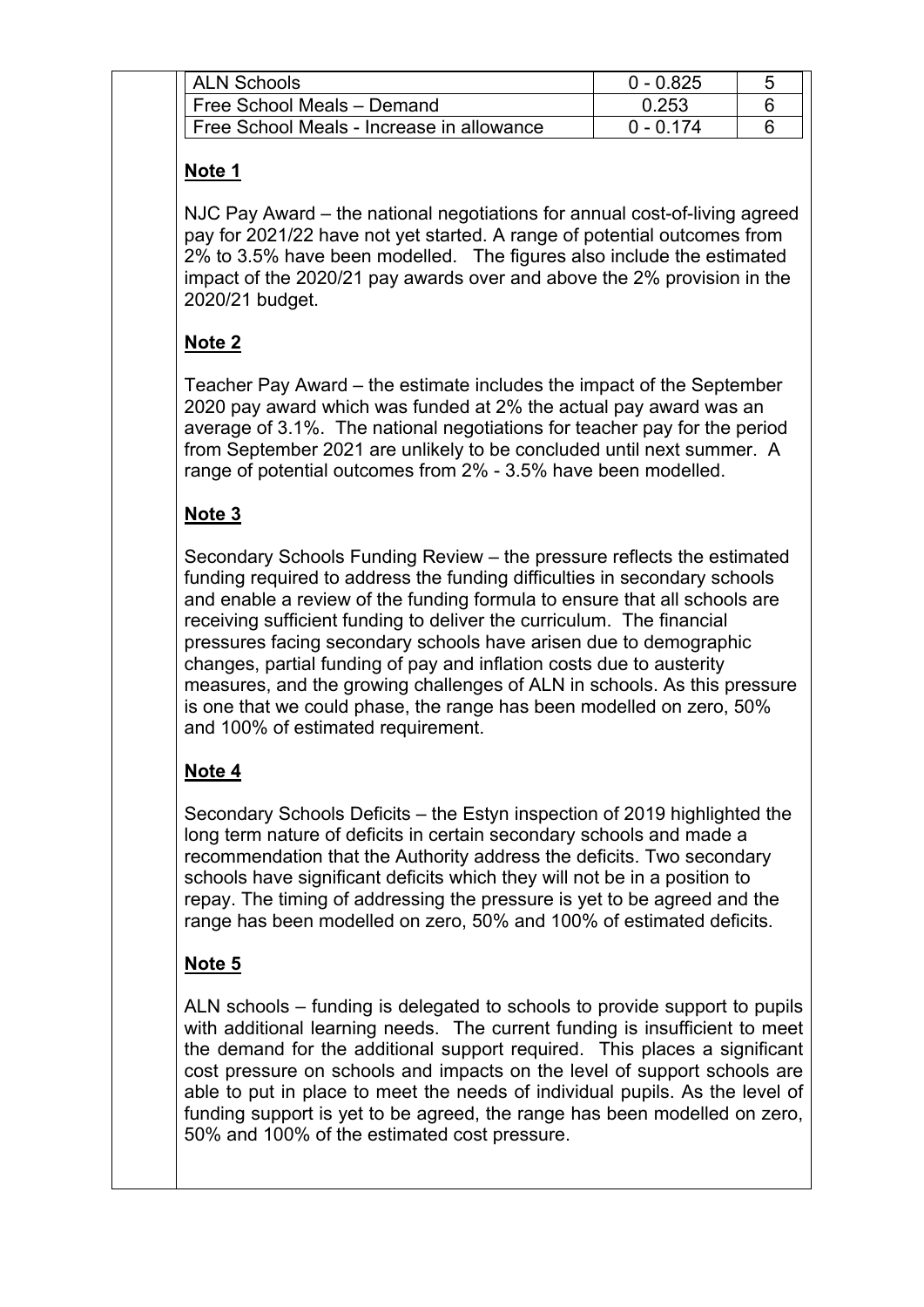| ALN Schools | 0 - 0.825 | 5 |
| --- | --- | --- |
| Free School Meals – Demand | 0.253 | 6 |
| Free School Meals - Increase in allowance | 0 - 0.174 | 6 |

**Note 1**

NJC Pay Award – the national negotiations for annual cost-of-living agreed pay for 2021/22 have not yet started. A range of potential outcomes from 2% to 3.5% have been modelled. The figures also include the estimated impact of the 2020/21 pay awards over and above the 2% provision in the 2020/21 budget.

**Note 2**

Teacher Pay Award – the estimate includes the impact of the September 2020 pay award which was funded at 2% the actual pay award was an average of 3.1%. The national negotiations for teacher pay for the period from September 2021 are unlikely to be concluded until next summer. A range of potential outcomes from 2% - 3.5% have been modelled.

**Note 3**

Secondary Schools Funding Review – the pressure reflects the estimated funding required to address the funding difficulties in secondary schools and enable a review of the funding formula to ensure that all schools are receiving sufficient funding to deliver the curriculum. The financial pressures facing secondary schools have arisen due to demographic changes, partial funding of pay and inflation costs due to austerity measures, and the growing challenges of ALN in schools. As this pressure is one that we could phase, the range has been modelled on zero, 50% and 100% of estimated requirement.

**Note 4**

Secondary Schools Deficits – the Estyn inspection of 2019 highlighted the long term nature of deficits in certain secondary schools and made a recommendation that the Authority address the deficits. Two secondary schools have significant deficits which they will not be in a position to repay. The timing of addressing the pressure is yet to be agreed and the range has been modelled on zero, 50% and 100% of estimated deficits.

**Note 5**

ALN schools – funding is delegated to schools to provide support to pupils with additional learning needs. The current funding is insufficient to meet the demand for the additional support required. This places a significant cost pressure on schools and impacts on the level of support schools are able to put in place to meet the needs of individual pupils. As the level of funding support is yet to be agreed, the range has been modelled on zero, 50% and 100% of the estimated cost pressure.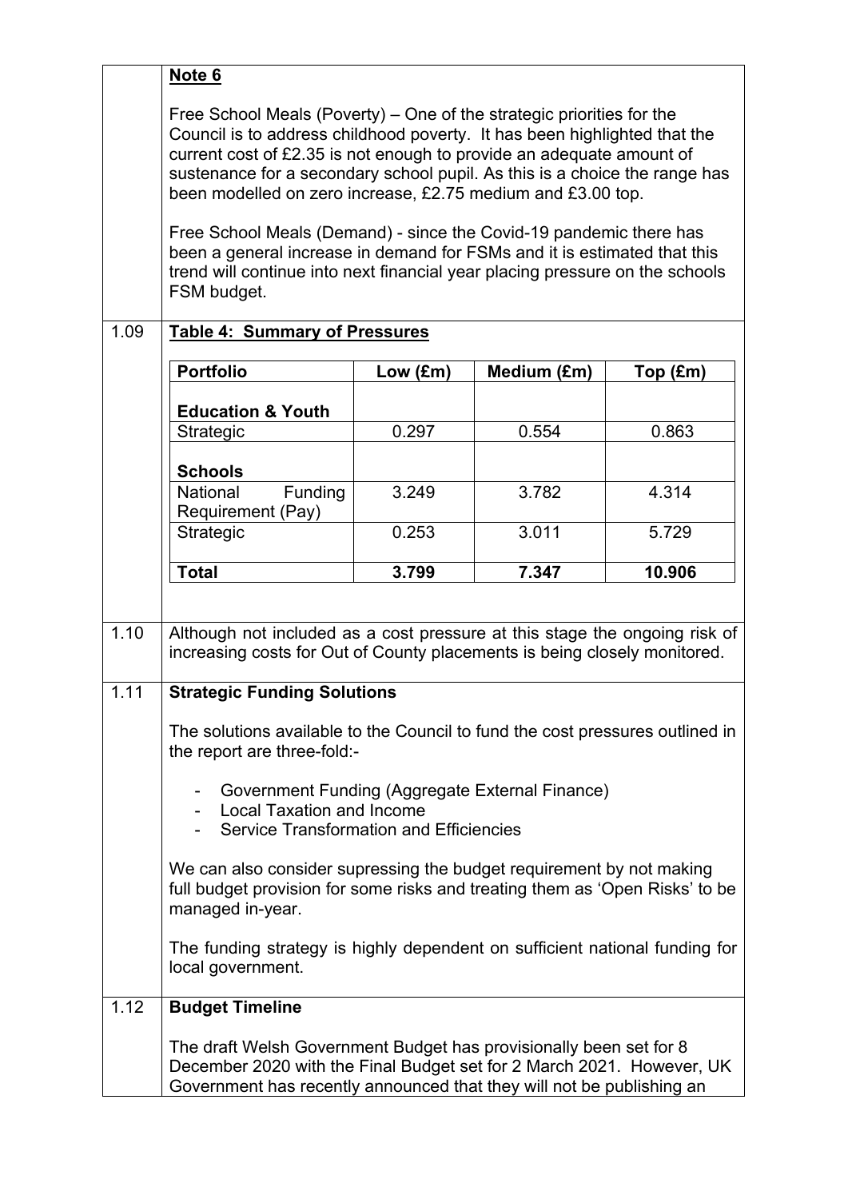**Note 6**

Free School Meals (Poverty) – One of the strategic priorities for the Council is to address childhood poverty. It has been highlighted that the current cost of £2.35 is not enough to provide an adequate amount of sustenance for a secondary school pupil. As this is a choice the range has been modelled on zero increase, £2.75 medium and £3.00 top.

Free School Meals (Demand) - since the Covid-19 pandemic there has been a general increase in demand for FSMs and it is estimated that this trend will continue into next financial year placing pressure on the schools FSM budget.

1.09 **Table 4: Summary of Pressures**

| Portfolio | Low (£m) | Medium (£m) | Top (£m) |
|---|---|---|---|
| **Education & Youth** | | | |
| Strategic | 0.297 | 0.554 | 0.863 |
| **Schools** | | | |
| National Funding Requirement (Pay) | 3.249 | 3.782 | 4.314 |
| Strategic | 0.253 | 3.011 | 5.729 |
| **Total** | **3.799** | **7.347** | **10.906** |

1.10 Although not included as a cost pressure at this stage the ongoing risk of increasing costs for Out of County placements is being closely monitored.

1.11 **Strategic Funding Solutions**

The solutions available to the Council to fund the cost pressures outlined in the report are three-fold:-

- Government Funding (Aggregate External Finance)
- Local Taxation and Income
- Service Transformation and Efficiencies

We can also consider supressing the budget requirement by not making full budget provision for some risks and treating them as 'Open Risks' to be managed in-year.

The funding strategy is highly dependent on sufficient national funding for local government.

1.12 **Budget Timeline**

The draft Welsh Government Budget has provisionally been set for 8 December 2020 with the Final Budget set for 2 March 2021. However, UK Government has recently announced that they will not be publishing an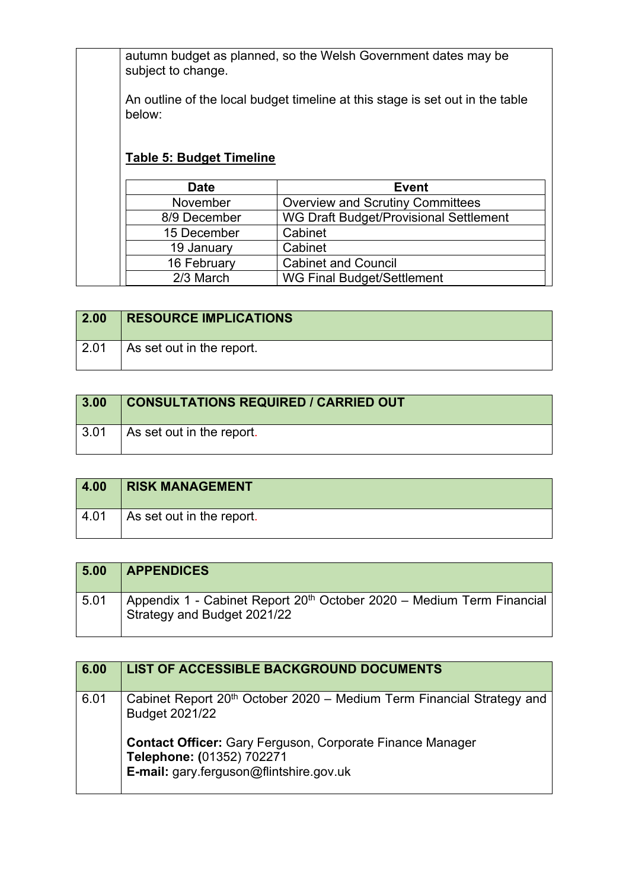autumn budget as planned, so the Welsh Government dates may be subject to change.

An outline of the local budget timeline at this stage is set out in the table below:

**Table 5: Budget Timeline**

| Date | Event |
|---|---|
| November | Overview and Scrutiny Committees |
| 8/9 December | WG Draft Budget/Provisional Settlement |
| 15 December | Cabinet |
| 19 January | Cabinet |
| 16 February | Cabinet and Council |
| 2/3 March | WG Final Budget/Settlement |

| 2.00 | RESOURCE IMPLICATIONS |
|---|---|
| 2.01 | As set out in the report. |

| 3.00 | CONSULTATIONS REQUIRED / CARRIED OUT |
|---|---|
| 3.01 | As set out in the report. |

| 4.00 | RISK MANAGEMENT |
|---|---|
| 4.01 | As set out in the report. |

| 5.00 | APPENDICES |
|---|---|
| 5.01 | Appendix 1 - Cabinet Report 20th October 2020 – Medium Term Financial Strategy and Budget 2021/22 |

| 6.00 | LIST OF ACCESSIBLE BACKGROUND DOCUMENTS |
|---|---|
| 6.01 | Cabinet Report 20th October 2020 – Medium Term Financial Strategy and Budget 2021/22<br><br>**Contact Officer:** Gary Ferguson, Corporate Finance Manager<br>**Telephone: (**01352) 702271<br>**E-mail:** gary.ferguson@flintshire.gov.uk |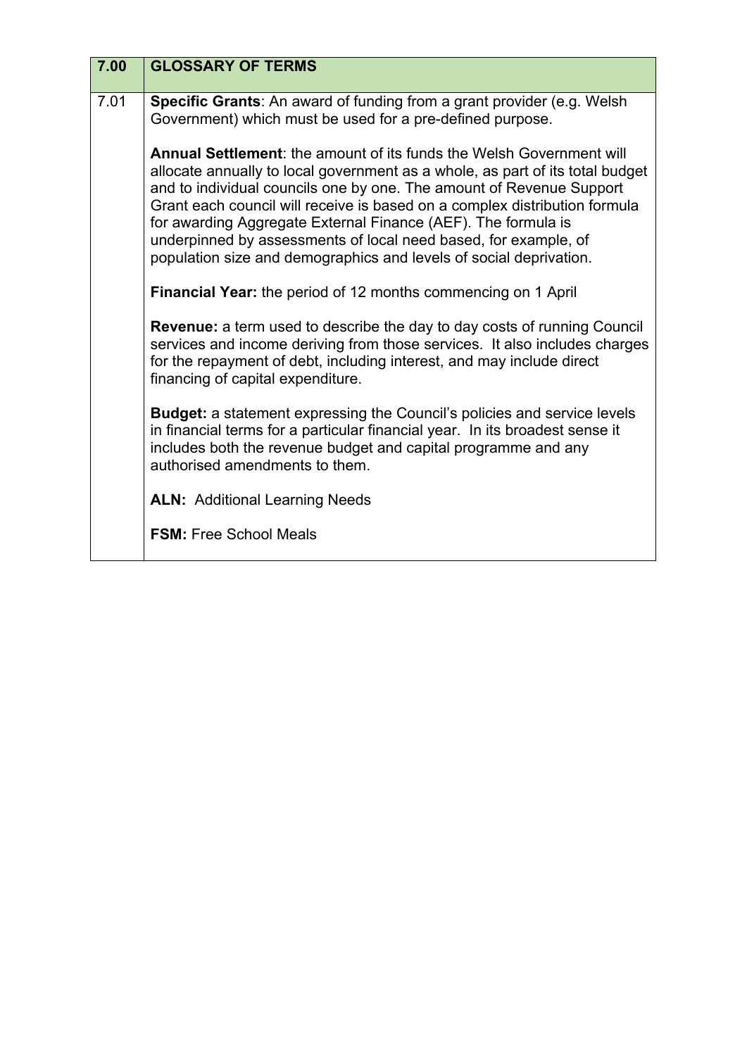| 7.00 | GLOSSARY OF TERMS |
|---|---|
| 7.01 | **Specific Grants**: An award of funding from a grant provider (e.g. Welsh Government) which must be used for a pre-defined purpose.<br><br>**Annual Settlement**: the amount of its funds the Welsh Government will allocate annually to local government as a whole, as part of its total budget and to individual councils one by one. The amount of Revenue Support Grant each council will receive is based on a complex distribution formula for awarding Aggregate External Finance (AEF). The formula is underpinned by assessments of local need based, for example, of population size and demographics and levels of social deprivation.<br><br>**Financial Year:** the period of 12 months commencing on 1 April<br><br>**Revenue:** a term used to describe the day to day costs of running Council services and income deriving from those services. It also includes charges for the repayment of debt, including interest, and may include direct financing of capital expenditure.<br><br>**Budget:** a statement expressing the Council's policies and service levels in financial terms for a particular financial year. In its broadest sense it includes both the revenue budget and capital programme and any authorised amendments to them.<br><br>**ALN:** Additional Learning Needs<br><br>**FSM:** Free School Meals |